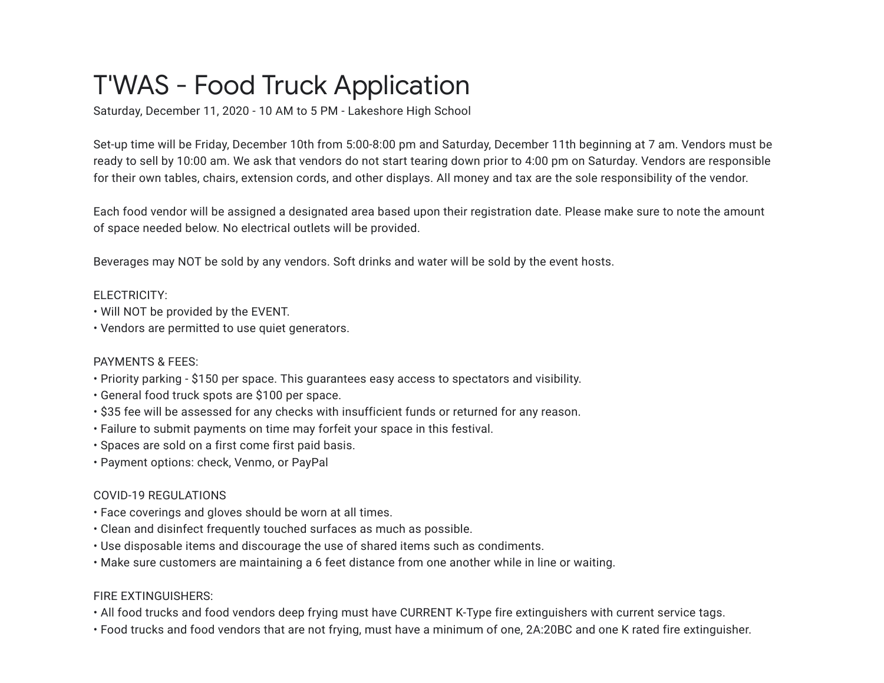# T'WAS - Food Truck Application

Saturday, December 11, 2020 - 10 AM to 5 PM - Lakeshore High School

Set-up time will be Friday, December 10th from 5:00-8:00 pm and Saturday, December 11th beginning at 7 am. Vendors must be ready to sell by 10:00 am. We ask that vendors do not start tearing down prior to 4:00 pm on Saturday. Vendors are responsible for their own tables, chairs, extension cords, and other displays. All money and tax are the sole responsibility of the vendor.

Each food vendor will be assigned a designated area based upon their registration date. Please make sure to note the amount of space needed below. No electrical outlets will be provided.

Beverages may NOT be sold by any vendors. Soft drinks and water will be sold by the event hosts.

ELECTRICITY:
- Will NOT be provided by the EVENT.
- Vendors are permitted to use quiet generators.

PAYMENTS & FEES:
- Priority parking - $150 per space. This guarantees easy access to spectators and visibility.
- General food truck spots are $100 per space.
- $35 fee will be assessed for any checks with insufficient funds or returned for any reason.
- Failure to submit payments on time may forfeit your space in this festival.
- Spaces are sold on a first come first paid basis.
- Payment options: check, Venmo, or PayPal

COVID-19 REGULATIONS
- Face coverings and gloves should be worn at all times.
- Clean and disinfect frequently touched surfaces as much as possible.
- Use disposable items and discourage the use of shared items such as condiments.
- Make sure customers are maintaining a 6 feet distance from one another while in line or waiting.

FIRE EXTINGUISHERS:
- All food trucks and food vendors deep frying must have CURRENT K-Type fire extinguishers with current service tags.
- Food trucks and food vendors that are not frying, must have a minimum of one, 2A:20BC and one K rated fire extinguisher.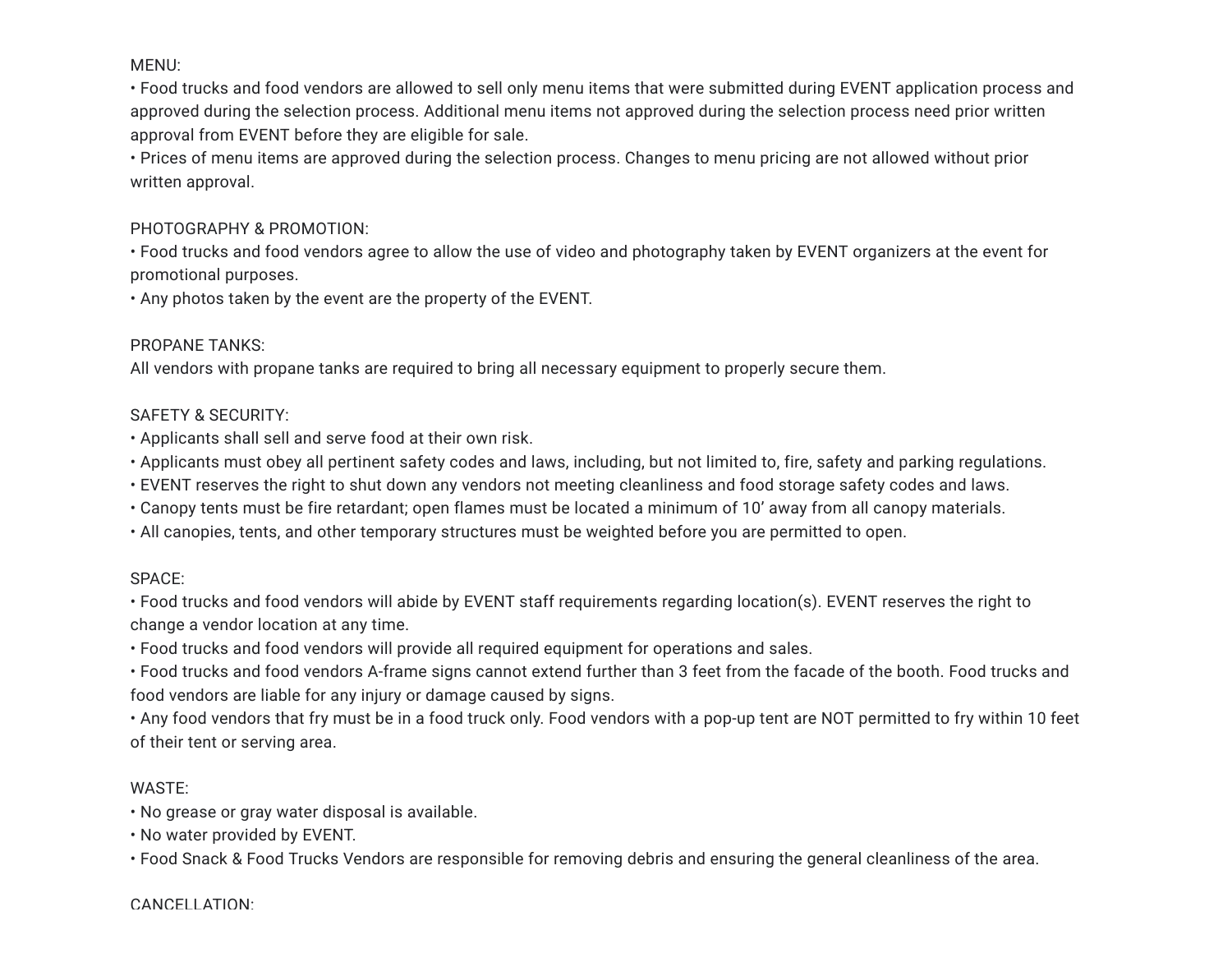MENU:

- Food trucks and food vendors are allowed to sell only menu items that were submitted during EVENT application process and approved during the selection process. Additional menu items not approved during the selection process need prior written approval from EVENT before they are eligible for sale.
- Prices of menu items are approved during the selection process. Changes to menu pricing are not allowed without prior written approval.

PHOTOGRAPHY & PROMOTION:

- Food trucks and food vendors agree to allow the use of video and photography taken by EVENT organizers at the event for promotional purposes.
- Any photos taken by the event are the property of the EVENT.

PROPANE TANKS:

All vendors with propane tanks are required to bring all necessary equipment to properly secure them.

SAFETY & SECURITY:

- Applicants shall sell and serve food at their own risk.
- Applicants must obey all pertinent safety codes and laws, including, but not limited to, fire, safety and parking regulations.
- EVENT reserves the right to shut down any vendors not meeting cleanliness and food storage safety codes and laws.
- Canopy tents must be fire retardant; open flames must be located a minimum of 10' away from all canopy materials.
- All canopies, tents, and other temporary structures must be weighted before you are permitted to open.

SPACE:

- Food trucks and food vendors will abide by EVENT staff requirements regarding location(s). EVENT reserves the right to change a vendor location at any time.
- Food trucks and food vendors will provide all required equipment for operations and sales.
- Food trucks and food vendors A-frame signs cannot extend further than 3 feet from the facade of the booth. Food trucks and food vendors are liable for any injury or damage caused by signs.
- Any food vendors that fry must be in a food truck only. Food vendors with a pop-up tent are NOT permitted to fry within 10 feet of their tent or serving area.

WASTE:

- No grease or gray water disposal is available.
- No water provided by EVENT.
- Food Snack & Food Trucks Vendors are responsible for removing debris and ensuring the general cleanliness of the area.

CANCELLATION: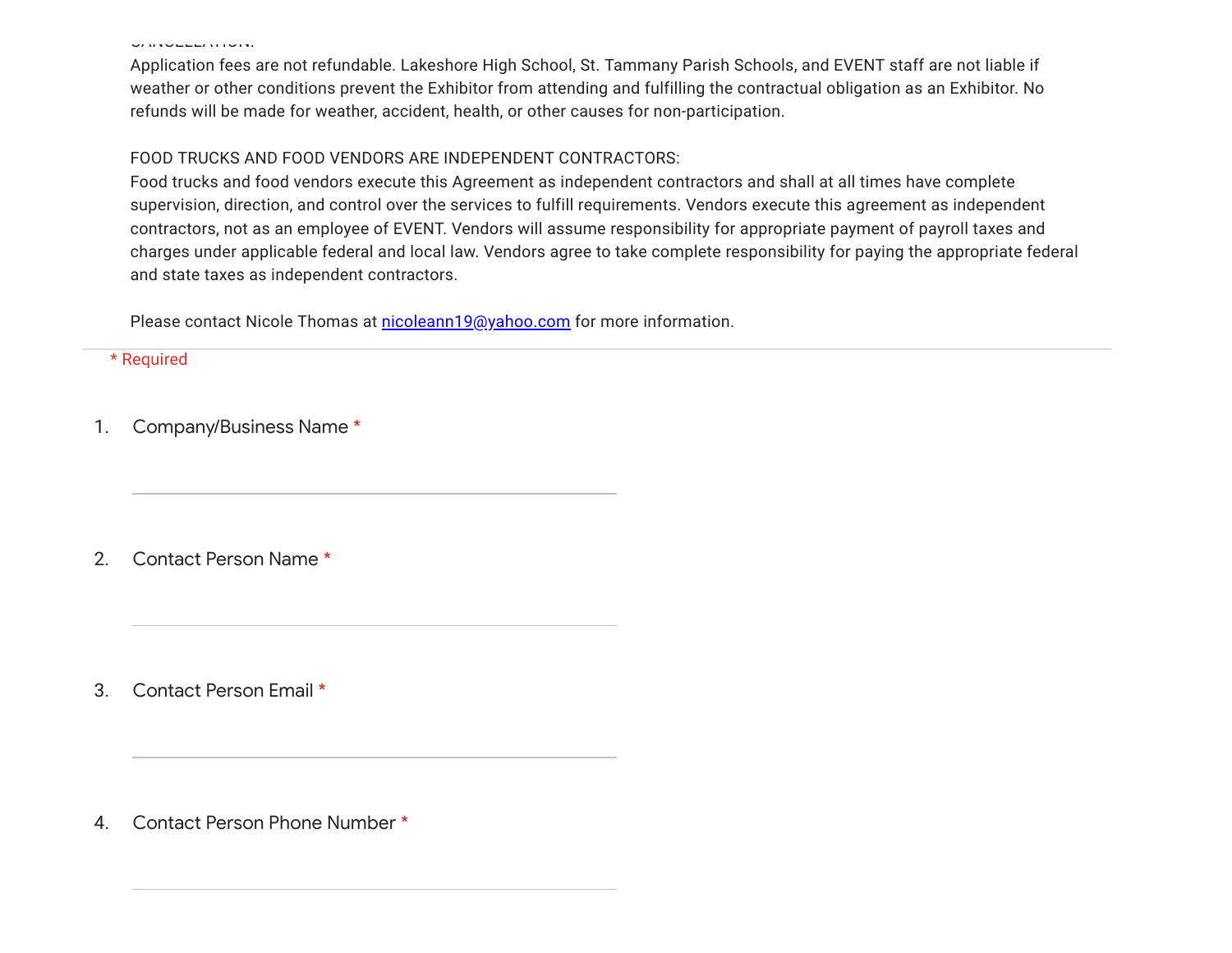CANCELLATION:

Application fees are not refundable. Lakeshore High School, St. Tammany Parish Schools, and EVENT staff are not liable if weather or other conditions prevent the Exhibitor from attending and fulfilling the contractual obligation as an Exhibitor. No refunds will be made for weather, accident, health, or other causes for non-participation.

FOOD TRUCKS AND FOOD VENDORS ARE INDEPENDENT CONTRACTORS:

Food trucks and food vendors execute this Agreement as independent contractors and shall at all times have complete supervision, direction, and control over the services to fulfill requirements. Vendors execute this agreement as independent contractors, not as an employee of EVENT. Vendors will assume responsibility for appropriate payment of payroll taxes and charges under applicable federal and local law. Vendors agree to take complete responsibility for paying the appropriate federal and state taxes as independent contractors.

Please contact Nicole Thomas at nicoleann19@yahoo.com for more information.

---

* Required

1. Company/Business Name *

   ______________________________

2. Contact Person Name *

   ______________________________

3. Contact Person Email *

   ______________________________

4. Contact Person Phone Number *

   ______________________________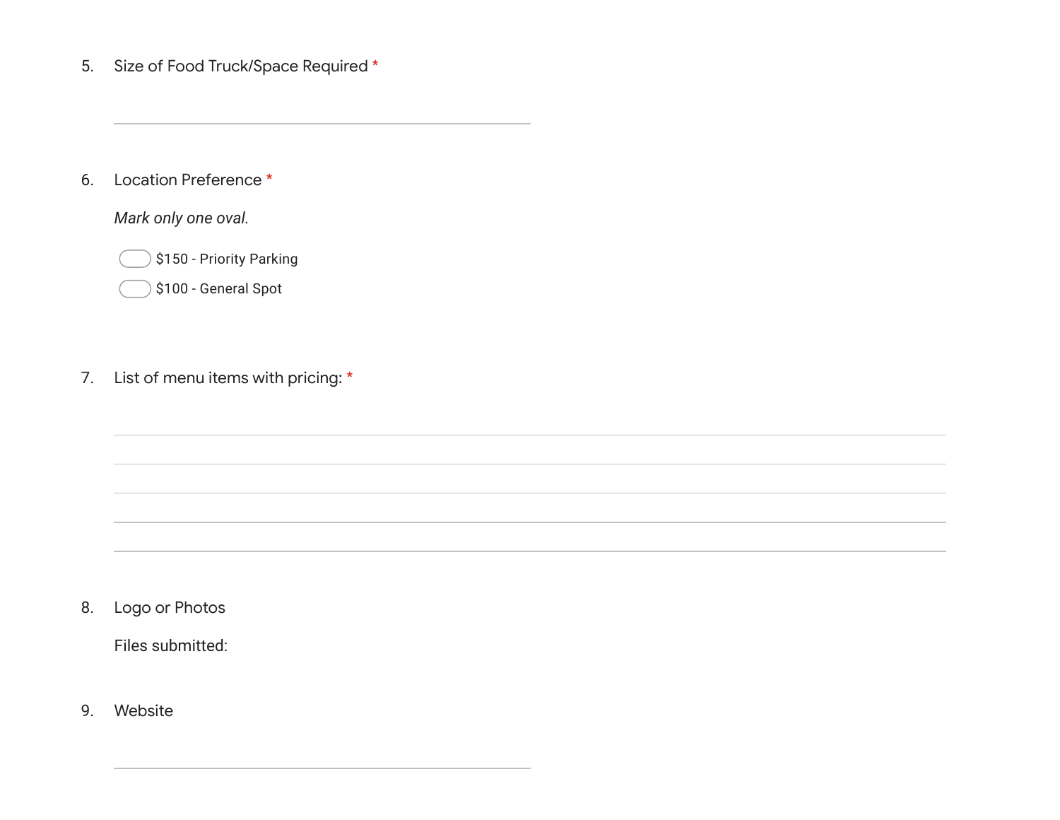5. Size of Food Truck/Space Required *

\_\_\_\_\_\_\_\_\_\_\_\_\_\_\_\_\_\_\_\_\_\_\_\_\_\_\_\_\_\_\_\_\_\_\_\_\_\_\_\_

6. Location Preference *

   *Mark only one oval.*

   - ◯ $150 - Priority Parking
   - ◯ $100 - General Spot

7. List of menu items with pricing: *

\_\_\_\_\_\_\_\_\_\_\_\_\_\_\_\_\_\_\_\_\_\_\_\_\_\_\_\_\_\_\_\_\_\_\_\_\_\_\_\_\_\_\_\_\_\_\_\_\_\_\_\_\_\_\_\_\_\_\_\_\_\_\_\_\_\_\_\_\_\_\_\_\_\_\_\_\_\_

\_\_\_\_\_\_\_\_\_\_\_\_\_\_\_\_\_\_\_\_\_\_\_\_\_\_\_\_\_\_\_\_\_\_\_\_\_\_\_\_\_\_\_\_\_\_\_\_\_\_\_\_\_\_\_\_\_\_\_\_\_\_\_\_\_\_\_\_\_\_\_\_\_\_\_\_\_\_

\_\_\_\_\_\_\_\_\_\_\_\_\_\_\_\_\_\_\_\_\_\_\_\_\_\_\_\_\_\_\_\_\_\_\_\_\_\_\_\_\_\_\_\_\_\_\_\_\_\_\_\_\_\_\_\_\_\_\_\_\_\_\_\_\_\_\_\_\_\_\_\_\_\_\_\_\_\_

\_\_\_\_\_\_\_\_\_\_\_\_\_\_\_\_\_\_\_\_\_\_\_\_\_\_\_\_\_\_\_\_\_\_\_\_\_\_\_\_\_\_\_\_\_\_\_\_\_\_\_\_\_\_\_\_\_\_\_\_\_\_\_\_\_\_\_\_\_\_\_\_\_\_\_\_\_\_

\_\_\_\_\_\_\_\_\_\_\_\_\_\_\_\_\_\_\_\_\_\_\_\_\_\_\_\_\_\_\_\_\_\_\_\_\_\_\_\_\_\_\_\_\_\_\_\_\_\_\_\_\_\_\_\_\_\_\_\_\_\_\_\_\_\_\_\_\_\_\_\_\_\_\_\_\_\_

8. Logo or Photos

   Files submitted:

9. Website

\_\_\_\_\_\_\_\_\_\_\_\_\_\_\_\_\_\_\_\_\_\_\_\_\_\_\_\_\_\_\_\_\_\_\_\_\_\_\_\_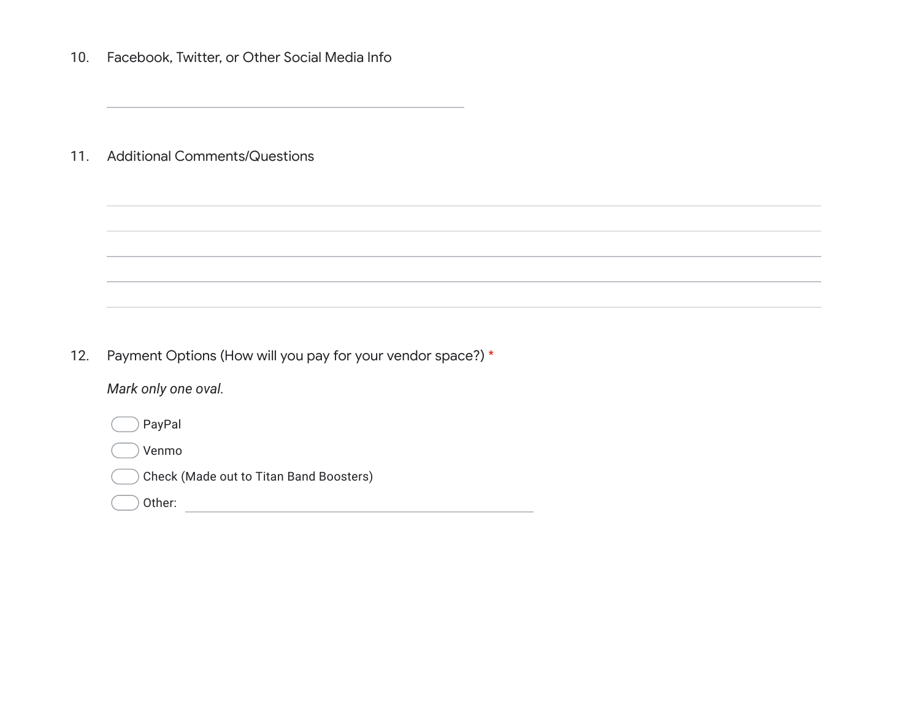10. Facebook, Twitter, or Other Social Media Info

\_\_\_\_\_\_\_\_\_\_\_\_\_\_\_\_\_\_\_\_\_\_\_\_\_\_\_\_\_\_\_\_\_\_\_\_\_\_\_\_

11. Additional Comments/Questions

\_\_\_\_\_\_\_\_\_\_\_\_\_\_\_\_\_\_\_\_\_\_\_\_\_\_\_\_\_\_\_\_\_\_\_\_\_\_\_\_\_\_\_\_\_\_\_\_\_\_\_\_\_\_\_\_\_\_\_\_\_\_\_\_\_\_\_\_\_\_\_\_\_\_\_\_\_\_

\_\_\_\_\_\_\_\_\_\_\_\_\_\_\_\_\_\_\_\_\_\_\_\_\_\_\_\_\_\_\_\_\_\_\_\_\_\_\_\_\_\_\_\_\_\_\_\_\_\_\_\_\_\_\_\_\_\_\_\_\_\_\_\_\_\_\_\_\_\_\_\_\_\_\_\_\_\_

\_\_\_\_\_\_\_\_\_\_\_\_\_\_\_\_\_\_\_\_\_\_\_\_\_\_\_\_\_\_\_\_\_\_\_\_\_\_\_\_\_\_\_\_\_\_\_\_\_\_\_\_\_\_\_\_\_\_\_\_\_\_\_\_\_\_\_\_\_\_\_\_\_\_\_\_\_\_

\_\_\_\_\_\_\_\_\_\_\_\_\_\_\_\_\_\_\_\_\_\_\_\_\_\_\_\_\_\_\_\_\_\_\_\_\_\_\_\_\_\_\_\_\_\_\_\_\_\_\_\_\_\_\_\_\_\_\_\_\_\_\_\_\_\_\_\_\_\_\_\_\_\_\_\_\_\_

\_\_\_\_\_\_\_\_\_\_\_\_\_\_\_\_\_\_\_\_\_\_\_\_\_\_\_\_\_\_\_\_\_\_\_\_\_\_\_\_\_\_\_\_\_\_\_\_\_\_\_\_\_\_\_\_\_\_\_\_\_\_\_\_\_\_\_\_\_\_\_\_\_\_\_\_\_\_

12. Payment Options (How will you pay for your vendor space?) *

*Mark only one oval.*

- ⬭ PayPal
- ⬭ Venmo
- ⬭ Check (Made out to Titan Band Boosters)
- ⬭ Other: \_\_\_\_\_\_\_\_\_\_\_\_\_\_\_\_\_\_\_\_\_\_\_\_\_\_\_\_\_\_\_\_\_\_\_\_\_\_\_\_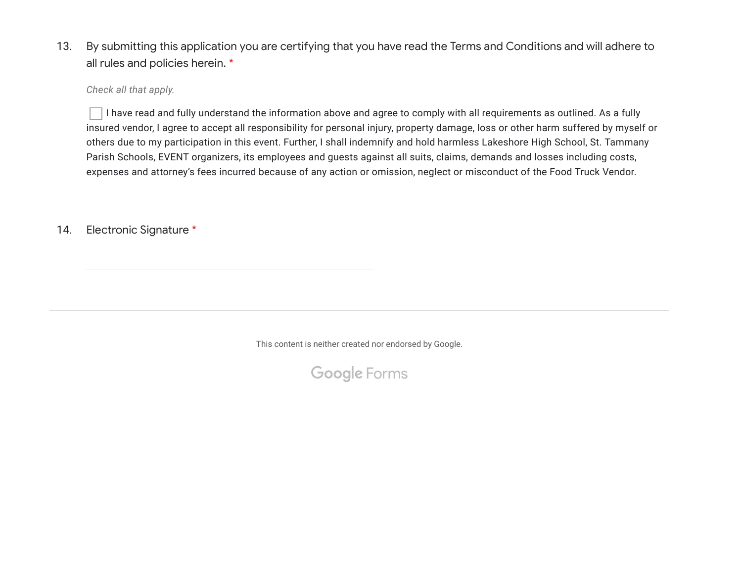13. By submitting this application you are certifying that you have read the Terms and Conditions and will adhere to all rules and policies herein. *

    *Check all that apply.*

    - [ ] I have read and fully understand the information above and agree to comply with all requirements as outlined. As a fully insured vendor, I agree to accept all responsibility for personal injury, property damage, loss or other harm suffered by myself or others due to my participation in this event. Further, I shall indemnify and hold harmless Lakeshore High School, St. Tammany Parish Schools, EVENT organizers, its employees and guests against all suits, claims, demands and losses including costs, expenses and attorney's fees incurred because of any action or omission, neglect or misconduct of the Food Truck Vendor.

14. Electronic Signature *

    ______________________________

This content is neither created nor endorsed by Google.

Google Forms